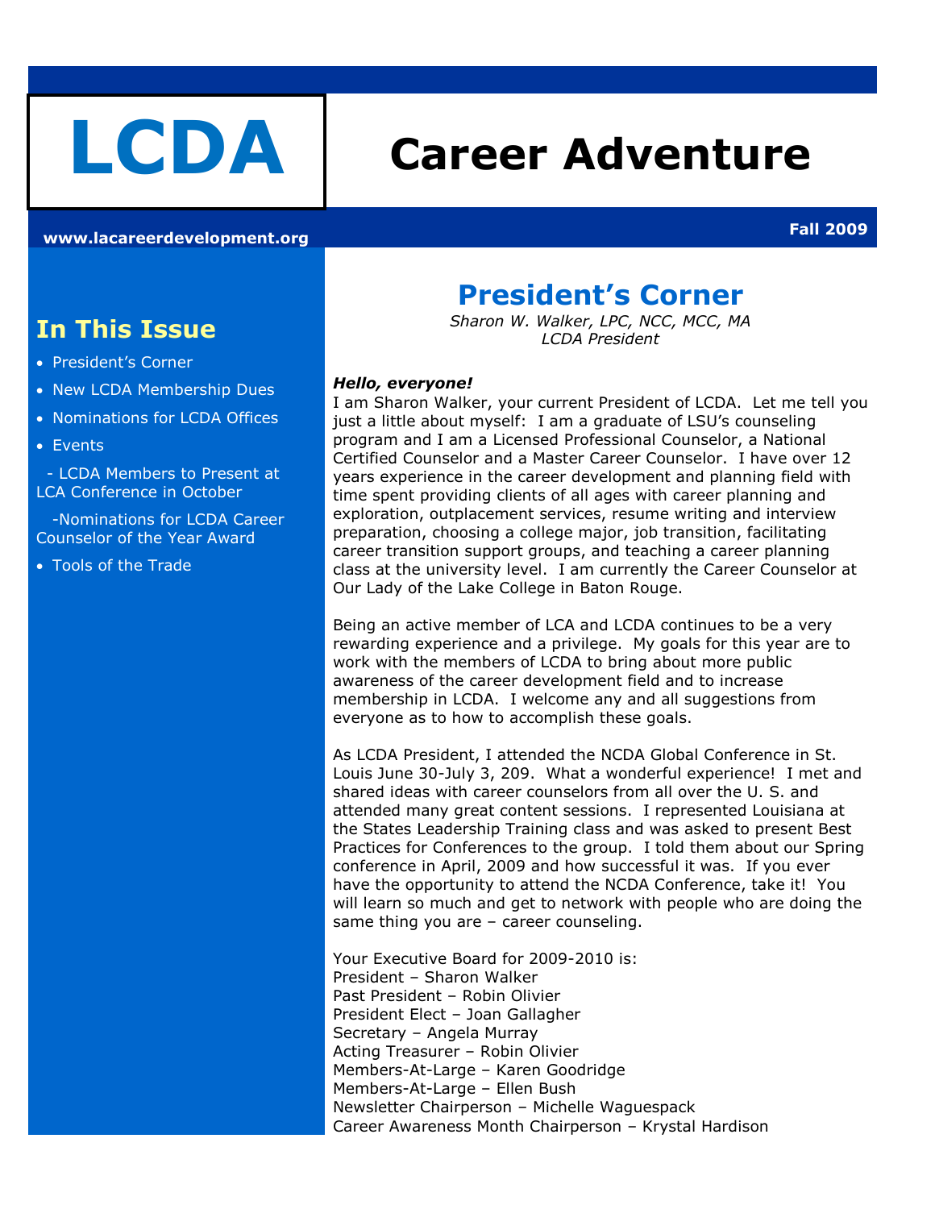# LCDA

# Career Adventure

**www.lacareerdevelopment.org**

**Fall 2009**

## In This Issue

- President's Corner
- New LCDA Membership Dues
- Nominations for LCDA Offices
- Events

  - LCDA Members to Present at LCA Conference in October

  - Nominations for LCDA Career Counselor of the Year Award
- Tools of the Trade

## President's Corner

*Sharon W. Walker, LPC, NCC, MCC, MA*
*LCDA President*

***Hello, everyone!***
I am Sharon Walker, your current President of LCDA. Let me tell you just a little about myself: I am a graduate of LSU's counseling program and I am a Licensed Professional Counselor, a National Certified Counselor and a Master Career Counselor. I have over 12 years experience in the career development and planning field with time spent providing clients of all ages with career planning and exploration, outplacement services, resume writing and interview preparation, choosing a college major, job transition, facilitating career transition support groups, and teaching a career planning class at the university level. I am currently the Career Counselor at Our Lady of the Lake College in Baton Rouge.

Being an active member of LCA and LCDA continues to be a very rewarding experience and a privilege. My goals for this year are to work with the members of LCDA to bring about more public awareness of the career development field and to increase membership in LCDA. I welcome any and all suggestions from everyone as to how to accomplish these goals.

As LCDA President, I attended the NCDA Global Conference in St. Louis June 30-July 3, 209. What a wonderful experience! I met and shared ideas with career counselors from all over the U. S. and attended many great content sessions. I represented Louisiana at the States Leadership Training class and was asked to present Best Practices for Conferences to the group. I told them about our Spring conference in April, 2009 and how successful it was. If you ever have the opportunity to attend the NCDA Conference, take it! You will learn so much and get to network with people who are doing the same thing you are – career counseling.

Your Executive Board for 2009-2010 is:
President – Sharon Walker
Past President – Robin Olivier
President Elect – Joan Gallagher
Secretary – Angela Murray
Acting Treasurer – Robin Olivier
Members-At-Large – Karen Goodridge
Members-At-Large – Ellen Bush
Newsletter Chairperson – Michelle Waguespack
Career Awareness Month Chairperson – Krystal Hardison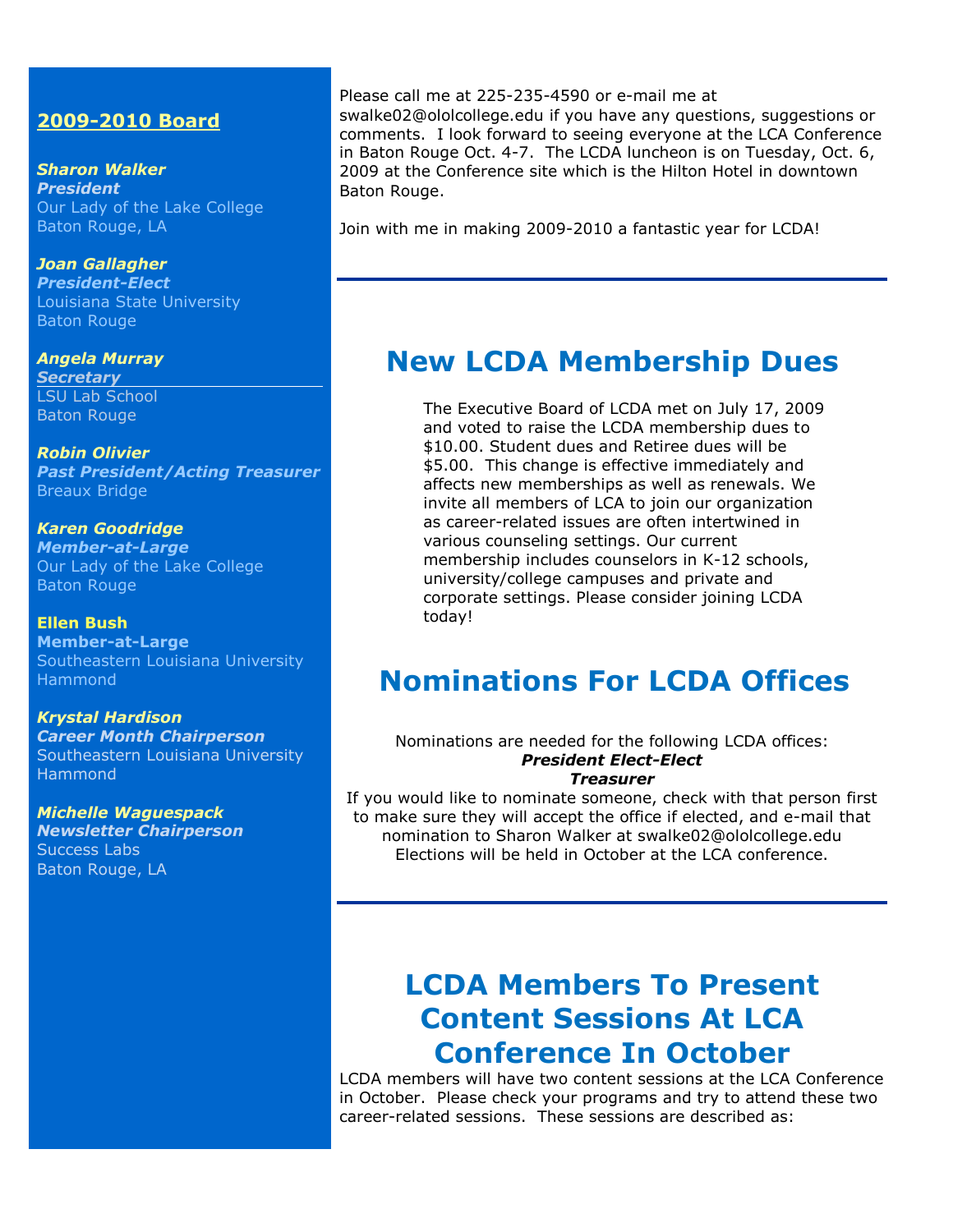## 2009-2010 Board

***Sharon Walker***
***President***
Our Lady of the Lake College
Baton Rouge, LA

***Joan Gallagher***
***President-Elect***
Louisiana State University
Baton Rouge

***Angela Murray***
***Secretary***
LSU Lab School
Baton Rouge

***Robin Olivier***
***Past President/Acting Treasurer***
Breaux Bridge

***Karen Goodridge***
***Member-at-Large***
Our Lady of the Lake College
Baton Rouge

**Ellen Bush**
**Member-at-Large**
Southeastern Louisiana University
Hammond

***Krystal Hardison***
***Career Month Chairperson***
Southeastern Louisiana University
Hammond

***Michelle Waguespack***
***Newsletter Chairperson***
Success Labs
Baton Rouge, LA

Please call me at 225-235-4590 or e-mail me at swalke02@ololcollege.edu if you have any questions, suggestions or comments. I look forward to seeing everyone at the LCA Conference in Baton Rouge Oct. 4-7. The LCDA luncheon is on Tuesday, Oct. 6, 2009 at the Conference site which is the Hilton Hotel in downtown Baton Rouge.

Join with me in making 2009-2010 a fantastic year for LCDA!

---

# New LCDA Membership Dues

The Executive Board of LCDA met on July 17, 2009 and voted to raise the LCDA membership dues to $10.00. Student dues and Retiree dues will be $5.00. This change is effective immediately and affects new memberships as well as renewals. We invite all members of LCA to join our organization as career-related issues are often intertwined in various counseling settings. Our current membership includes counselors in K-12 schools, university/college campuses and private and corporate settings. Please consider joining LCDA today!

# Nominations For LCDA Offices

Nominations are needed for the following LCDA offices:

***President Elect-Elect***
***Treasurer***

If you would like to nominate someone, check with that person first to make sure they will accept the office if elected, and e-mail that nomination to Sharon Walker at swalke02@ololcollege.edu Elections will be held in October at the LCA conference.

---

# LCDA Members To Present Content Sessions At LCA Conference In October

LCDA members will have two content sessions at the LCA Conference in October. Please check your programs and try to attend these two career-related sessions. These sessions are described as: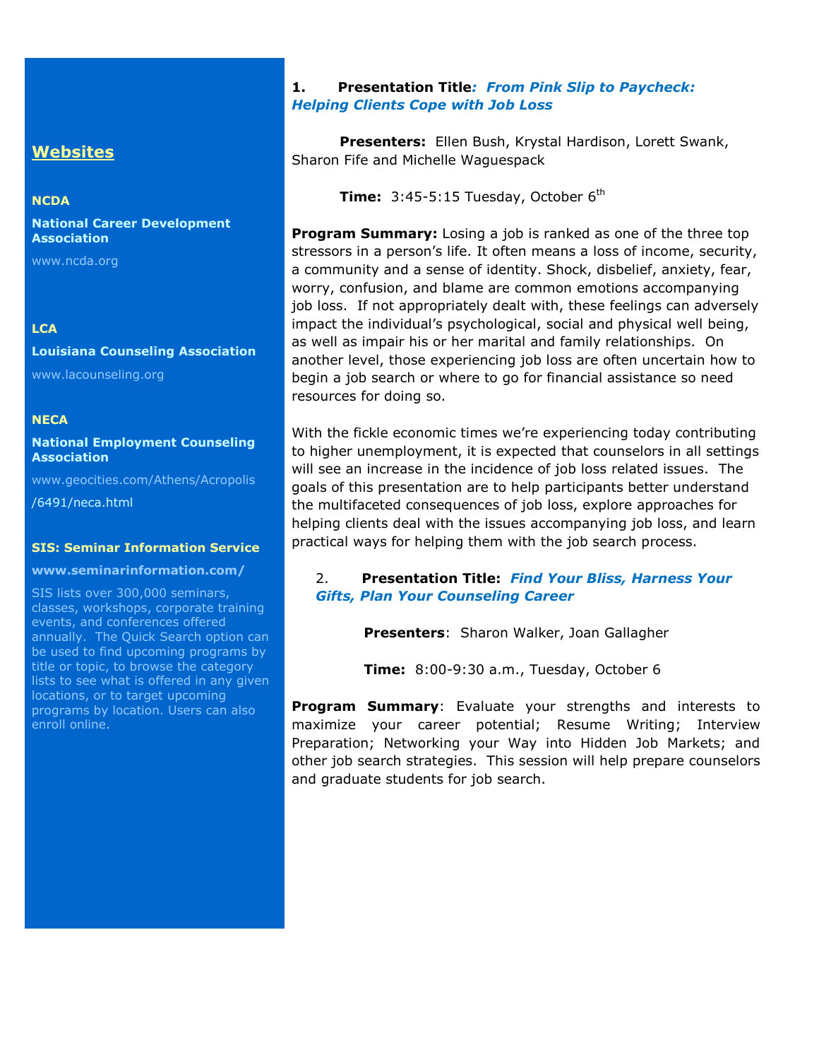## Websites

**NCDA**

**National Career Development Association**

www.ncda.org

**LCA**

**Louisiana Counseling Association**

www.lacounseling.org

**NECA**

**National Employment Counseling Association**

www.geocities.com/Athens/Acropolis/6491/neca.html

**SIS: Seminar Information Service**

**www.seminarinformation.com/**

SIS lists over 300,000 seminars, classes, workshops, corporate training events, and conferences offered annually. The Quick Search option can be used to find upcoming programs by title or topic, to browse the category lists to see what is offered in any given locations, or to target upcoming programs by location. Users can also enroll online.

1. **Presentation Title*: From Pink Slip to Paycheck: Helping Clients Cope with Job Loss***

**Presenters:** Ellen Bush, Krystal Hardison, Lorett Swank, Sharon Fife and Michelle Waguespack

**Time:** 3:45-5:15 Tuesday, October 6th

**Program Summary:** Losing a job is ranked as one of the three top stressors in a person's life. It often means a loss of income, security, a community and a sense of identity. Shock, disbelief, anxiety, fear, worry, confusion, and blame are common emotions accompanying job loss. If not appropriately dealt with, these feelings can adversely impact the individual's psychological, social and physical well being, as well as impair his or her marital and family relationships. On another level, those experiencing job loss are often uncertain how to begin a job search or where to go for financial assistance so need resources for doing so.

With the fickle economic times we're experiencing today contributing to higher unemployment, it is expected that counselors in all settings will see an increase in the incidence of job loss related issues. The goals of this presentation are to help participants better understand the multifaceted consequences of job loss, explore approaches for helping clients deal with the issues accompanying job loss, and learn practical ways for helping them with the job search process.

2. **Presentation Title:** ***Find Your Bliss, Harness Your Gifts, Plan Your Counseling Career***

**Presenters**: Sharon Walker, Joan Gallagher

**Time:** 8:00-9:30 a.m., Tuesday, October 6

**Program Summary**: Evaluate your strengths and interests to maximize your career potential; Resume Writing; Interview Preparation; Networking your Way into Hidden Job Markets; and other job search strategies. This session will help prepare counselors and graduate students for job search.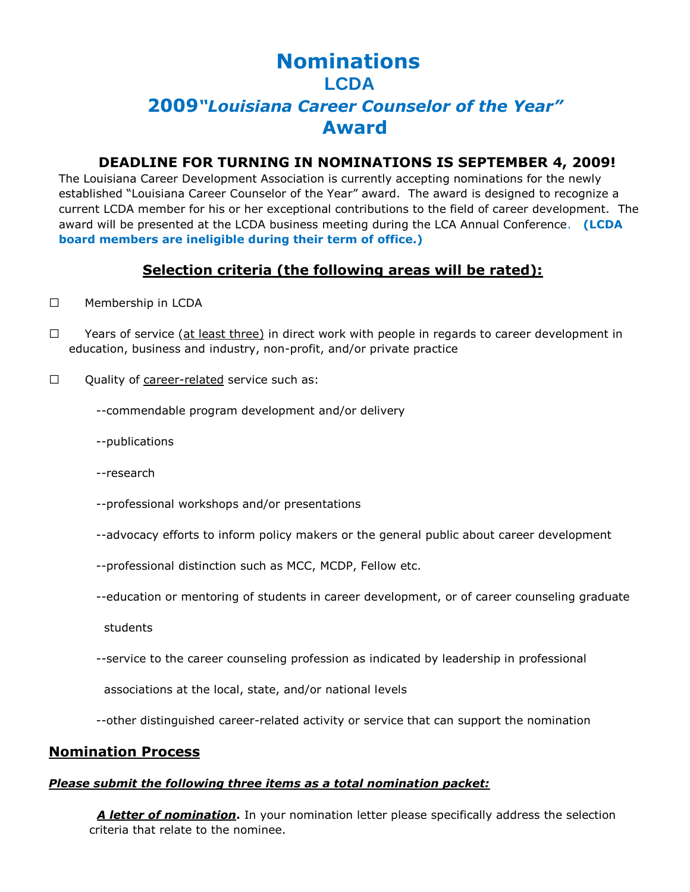# Nominations

## LCDA

## 2009 *"Louisiana Career Counselor of the Year"*

## Award

### DEADLINE FOR TURNING IN NOMINATIONS IS SEPTEMBER 4, 2009!

The Louisiana Career Development Association is currently accepting nominations for the newly established "Louisiana Career Counselor of the Year" award. The award is designed to recognize a current LCDA member for his or her exceptional contributions to the field of career development. The award will be presented at the LCDA business meeting during the LCA Annual Conference. **(LCDA board members are ineligible during their term of office.)**

### Selection criteria (the following areas will be rated):

☐ Membership in LCDA

☐ Years of service (at least three) in direct work with people in regards to career development in education, business and industry, non-profit, and/or private practice

☐ Quality of career-related service such as:

--commendable program development and/or delivery

--publications

--research

--professional workshops and/or presentations

--advocacy efforts to inform policy makers or the general public about career development

--professional distinction such as MCC, MCDP, Fellow etc.

--education or mentoring of students in career development, or of career counseling graduate students

--service to the career counseling profession as indicated by leadership in professional associations at the local, state, and/or national levels

--other distinguished career-related activity or service that can support the nomination

## Nomination Process

***Please submit the following three items as a total nomination packet:***

***A letter of nomination*****.** In your nomination letter please specifically address the selection criteria that relate to the nominee.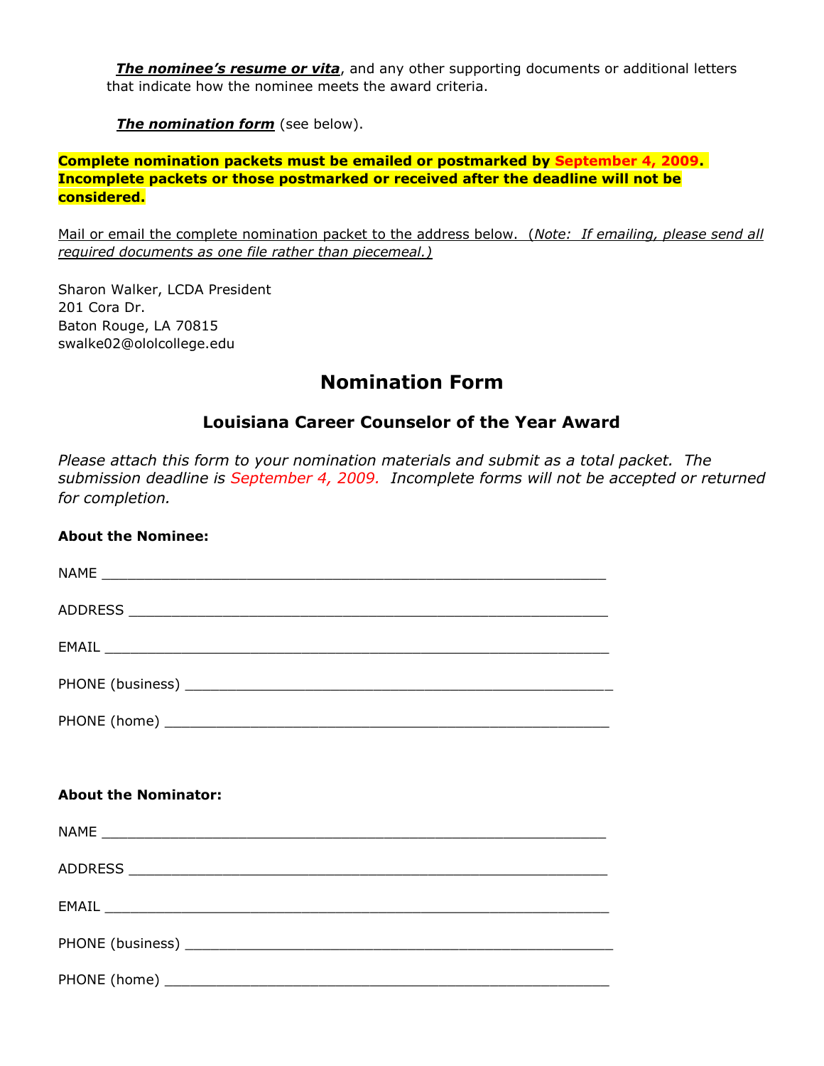***The nominee's resume or vita***, and any other supporting documents or additional letters that indicate how the nominee meets the award criteria.

***The nomination form*** (see below).

**Complete nomination packets must be emailed or postmarked by September 4, 2009. Incomplete packets or those postmarked or received after the deadline will not be considered.**

Mail or email the complete nomination packet to the address below. (*Note: If emailing, please send all required documents as one file rather than piecemeal.)*

Sharon Walker, LCDA President
201 Cora Dr.
Baton Rouge, LA 70815
swalke02@ololcollege.edu

## Nomination Form

### Louisiana Career Counselor of the Year Award

*Please attach this form to your nomination materials and submit as a total packet. The submission deadline is September 4, 2009. Incomplete forms will not be accepted or returned for completion.*

**About the Nominee:**

NAME ___________________________________________________________

ADDRESS ________________________________________________________

EMAIL ___________________________________________________________

PHONE (business) _________________________________________________

PHONE (home) ____________________________________________________

**About the Nominator:**

NAME ___________________________________________________________

ADDRESS ________________________________________________________

EMAIL ___________________________________________________________

PHONE (business) _________________________________________________

PHONE (home) ____________________________________________________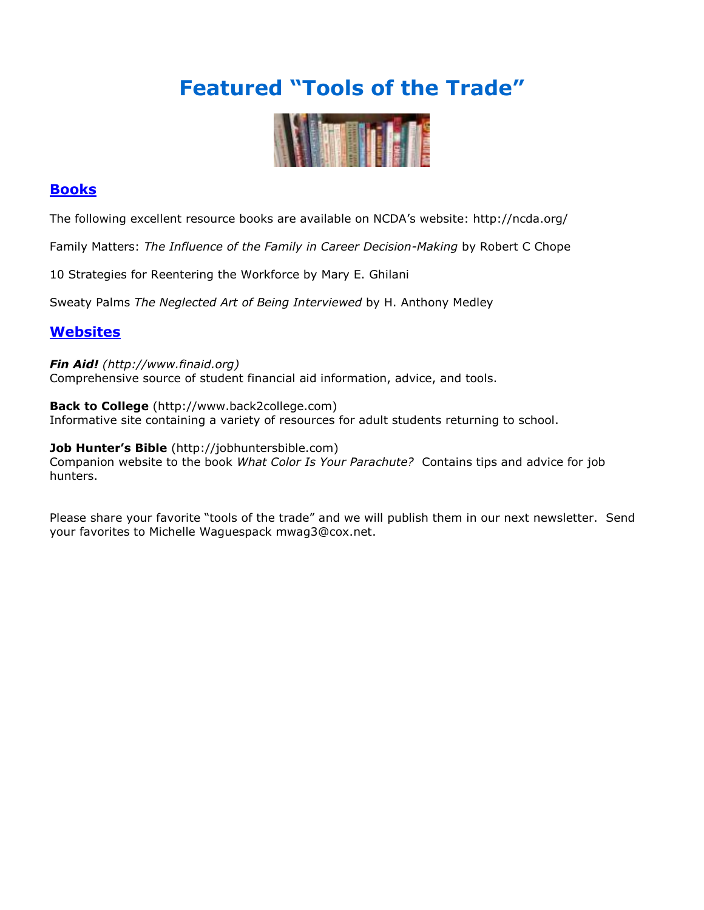# Featured "Tools of the Trade"

## Books

The following excellent resource books are available on NCDA's website: http://ncda.org/

Family Matters: *The Influence of the Family in Career Decision-Making* by Robert C Chope

10 Strategies for Reentering the Workforce by Mary E. Ghilani

Sweaty Palms *The Neglected Art of Being Interviewed* by H. Anthony Medley

## Websites

***Fin Aid!*** *(http://www.finaid.org)*
Comprehensive source of student financial aid information, advice, and tools.

**Back to College** (http://www.back2college.com)
Informative site containing a variety of resources for adult students returning to school.

**Job Hunter's Bible** (http://jobhuntersbible.com)
Companion website to the book *What Color Is Your Parachute?* Contains tips and advice for job hunters.

Please share your favorite "tools of the trade" and we will publish them in our next newsletter. Send your favorites to Michelle Waguespack mwag3@cox.net.